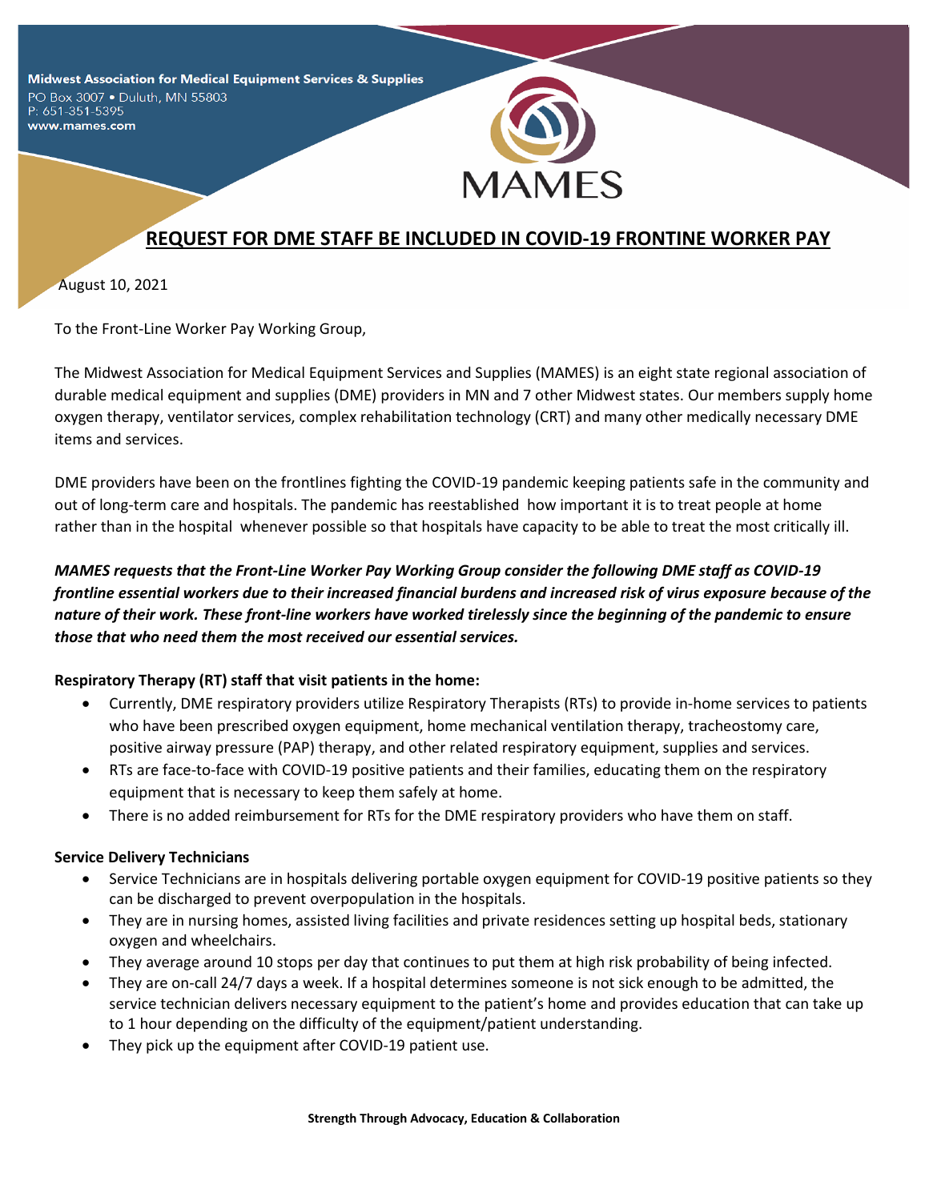Midwest Association for Medical Equipment Services & Supplies
PO Box 3007 • Duluth, MN 55803
P: 651-351-5395
www.mames.com

MAMES

# REQUEST FOR DME STAFF BE INCLUDED IN COVID-19 FRONTINE WORKER PAY

August 10, 2021

To the Front-Line Worker Pay Working Group,

The Midwest Association for Medical Equipment Services and Supplies (MAMES) is an eight state regional association of durable medical equipment and supplies (DME) providers in MN and 7 other Midwest states. Our members supply home oxygen therapy, ventilator services, complex rehabilitation technology (CRT) and many other medically necessary DME items and services.

DME providers have been on the frontlines fighting the COVID-19 pandemic keeping patients safe in the community and out of long-term care and hospitals. The pandemic has reestablished how important it is to treat people at home rather than in the hospital whenever possible so that hospitals have capacity to be able to treat the most critically ill.

***MAMES requests that the Front-Line Worker Pay Working Group consider the following DME staff as COVID-19 frontline essential workers due to their increased financial burdens and increased risk of virus exposure because of the nature of their work. These front-line workers have worked tirelessly since the beginning of the pandemic to ensure those that who need them the most received our essential services.***

**Respiratory Therapy (RT) staff that visit patients in the home:**

- Currently, DME respiratory providers utilize Respiratory Therapists (RTs) to provide in-home services to patients who have been prescribed oxygen equipment, home mechanical ventilation therapy, tracheostomy care, positive airway pressure (PAP) therapy, and other related respiratory equipment, supplies and services.
- RTs are face-to-face with COVID-19 positive patients and their families, educating them on the respiratory equipment that is necessary to keep them safely at home.
- There is no added reimbursement for RTs for the DME respiratory providers who have them on staff.

**Service Delivery Technicians**

- Service Technicians are in hospitals delivering portable oxygen equipment for COVID-19 positive patients so they can be discharged to prevent overpopulation in the hospitals.
- They are in nursing homes, assisted living facilities and private residences setting up hospital beds, stationary oxygen and wheelchairs.
- They average around 10 stops per day that continues to put them at high risk probability of being infected.
- They are on-call 24/7 days a week. If a hospital determines someone is not sick enough to be admitted, the service technician delivers necessary equipment to the patient's home and provides education that can take up to 1 hour depending on the difficulty of the equipment/patient understanding.
- They pick up the equipment after COVID-19 patient use.

**Strength Through Advocacy, Education & Collaboration**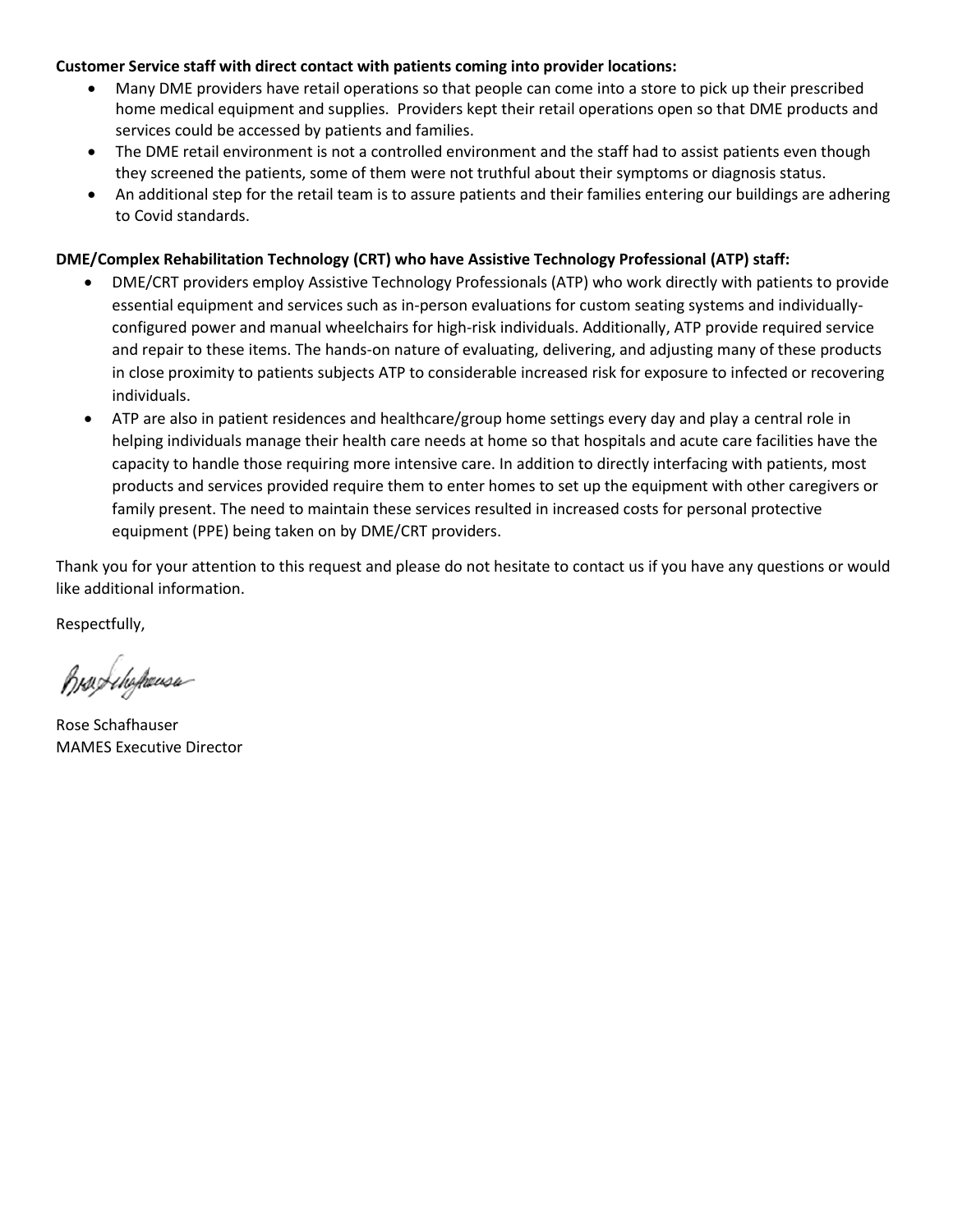**Customer Service staff with direct contact with patients coming into provider locations:**

- Many DME providers have retail operations so that people can come into a store to pick up their prescribed home medical equipment and supplies. Providers kept their retail operations open so that DME products and services could be accessed by patients and families.
- The DME retail environment is not a controlled environment and the staff had to assist patients even though they screened the patients, some of them were not truthful about their symptoms or diagnosis status.
- An additional step for the retail team is to assure patients and their families entering our buildings are adhering to Covid standards.

**DME/Complex Rehabilitation Technology (CRT) who have Assistive Technology Professional (ATP) staff:**

- DME/CRT providers employ Assistive Technology Professionals (ATP) who work directly with patients to provide essential equipment and services such as in-person evaluations for custom seating systems and individually-configured power and manual wheelchairs for high-risk individuals. Additionally, ATP provide required service and repair to these items. The hands-on nature of evaluating, delivering, and adjusting many of these products in close proximity to patients subjects ATP to considerable increased risk for exposure to infected or recovering individuals.
- ATP are also in patient residences and healthcare/group home settings every day and play a central role in helping individuals manage their health care needs at home so that hospitals and acute care facilities have the capacity to handle those requiring more intensive care. In addition to directly interfacing with patients, most products and services provided require them to enter homes to set up the equipment with other caregivers or family present. The need to maintain these services resulted in increased costs for personal protective equipment (PPE) being taken on by DME/CRT providers.

Thank you for your attention to this request and please do not hesitate to contact us if you have any questions or would like additional information.

Respectfully,

Rose Schafhauser
MAMES Executive Director